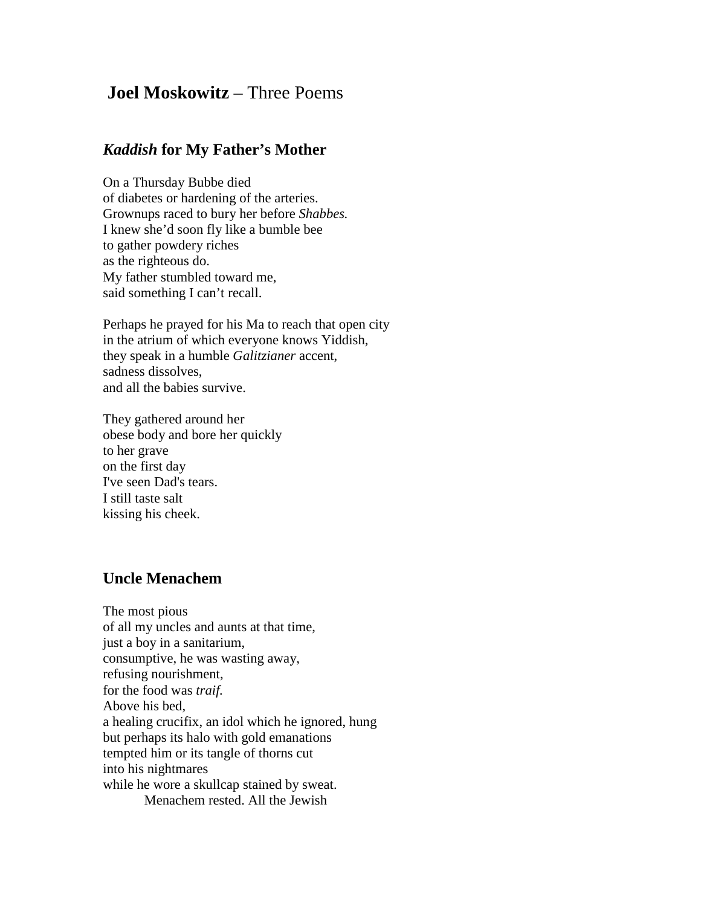# **Joel Moskowitz** – Three Poems

## *Kaddish* for My Father's Mother

On a Thursday Bubbe died
of diabetes or hardening of the arteries.
Grownups raced to bury her before *Shabbes.*
I knew she'd soon fly like a bumble bee
to gather powdery riches
as the righteous do.
My father stumbled toward me,
said something I can't recall.

Perhaps he prayed for his Ma to reach that open city
in the atrium of which everyone knows Yiddish,
they speak in a humble *Galitzianer* accent,
sadness dissolves,
and all the babies survive.

They gathered around her
obese body and bore her quickly
to her grave
on the first day
I've seen Dad's tears.
I still taste salt
kissing his cheek.

## Uncle Menachem

The most pious
of all my uncles and aunts at that time,
just a boy in a sanitarium,
consumptive, he was wasting away,
refusing nourishment,
for the food was *traif.*
Above his bed,
a healing crucifix, an idol which he ignored, hung
but perhaps its halo with gold emanations
tempted him or its tangle of thorns cut
into his nightmares
while he wore a skullcap stained by sweat.
    Menachem rested. All the Jewish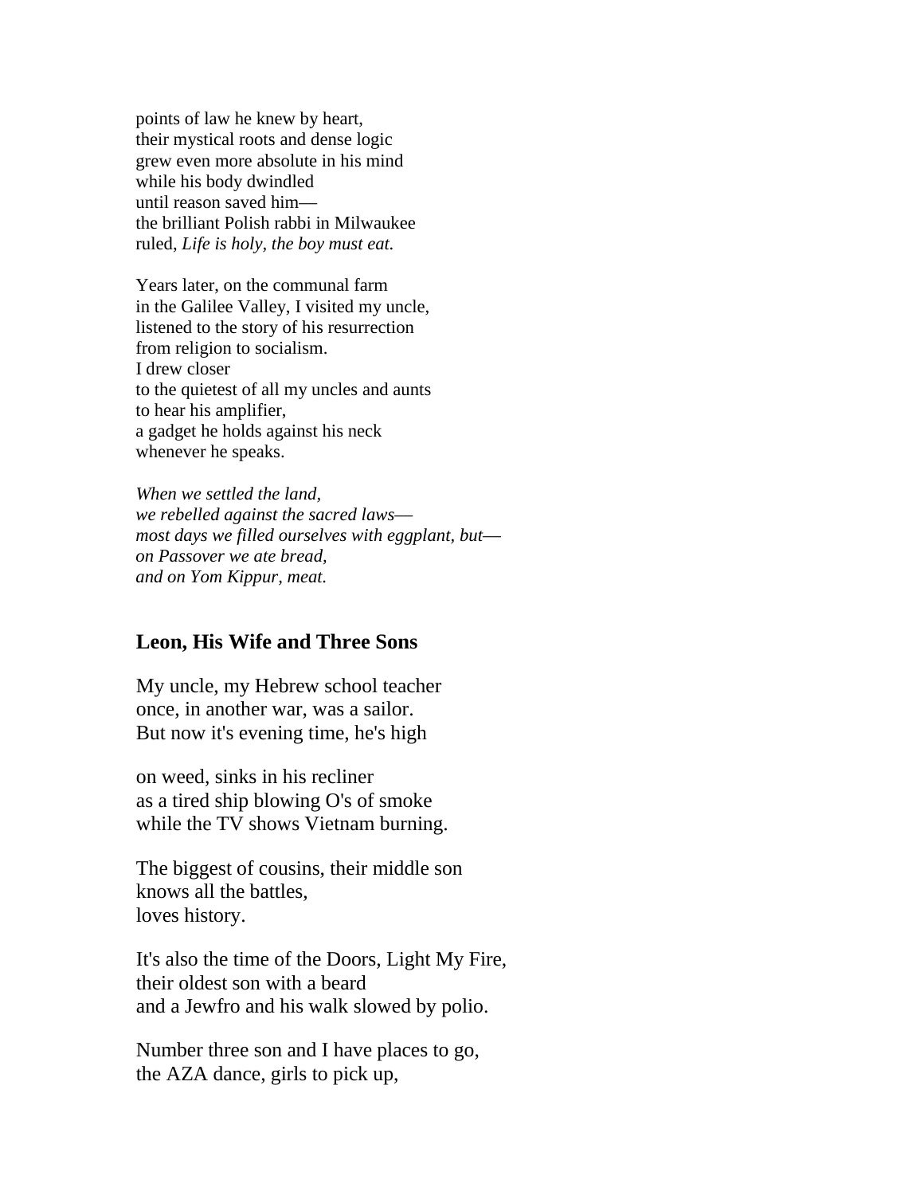points of law he knew by heart,  
their mystical roots and dense logic  
grew even more absolute in his mind  
while his body dwindled  
until reason saved him—  
the brilliant Polish rabbi in Milwaukee  
ruled, *Life is holy, the boy must eat.*

Years later, on the communal farm  
in the Galilee Valley, I visited my uncle,  
listened to the story of his resurrection  
from religion to socialism.  
I drew closer  
to the quietest of all my uncles and aunts  
to hear his amplifier,  
a gadget he holds against his neck  
whenever he speaks.

*When we settled the land,*  
*we rebelled against the sacred laws—*  
*most days we filled ourselves with eggplant, but—*  
*on Passover we ate bread,*  
*and on Yom Kippur, meat.*

### Leon, His Wife and Three Sons

My uncle, my Hebrew school teacher  
once, in another war, was a sailor.  
But now it's evening time, he's high

on weed, sinks in his recliner  
as a tired ship blowing O's of smoke  
while the TV shows Vietnam burning.

The biggest of cousins, their middle son  
knows all the battles,  
loves history.

It's also the time of the Doors, Light My Fire,  
their oldest son with a beard  
and a Jewfro and his walk slowed by polio.

Number three son and I have places to go,  
the AZA dance, girls to pick up,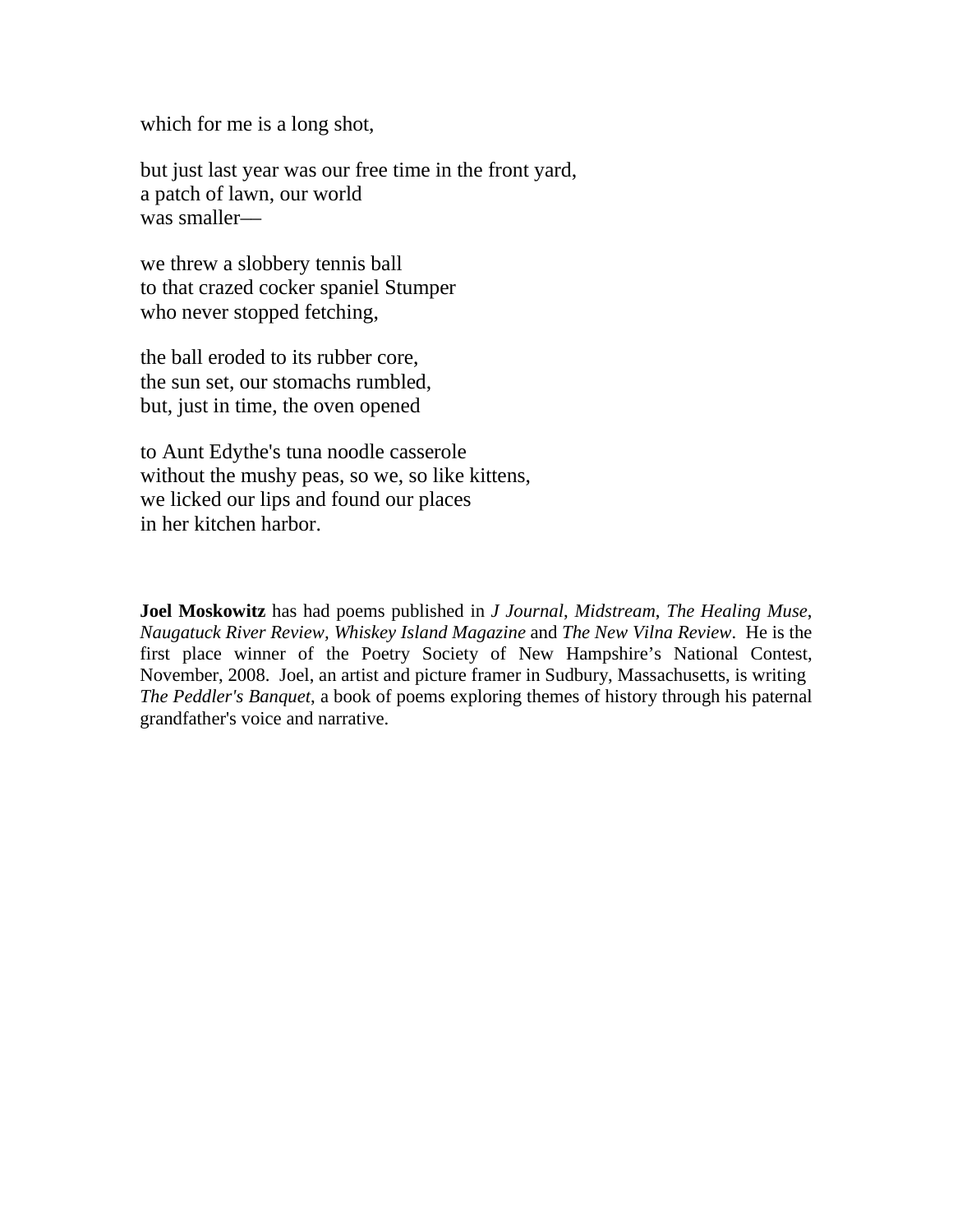which for me is a long shot,

but just last year was our free time in the front yard,
a patch of lawn, our world
was smaller—

we threw a slobbery tennis ball
to that crazed cocker spaniel Stumper
who never stopped fetching,

the ball eroded to its rubber core,
the sun set, our stomachs rumbled,
but, just in time, the oven opened

to Aunt Edythe's tuna noodle casserole
without the mushy peas, so we, so like kittens,
we licked our lips and found our places
in her kitchen harbor.

**Joel Moskowitz** has had poems published in *J Journal*, *Midstream*, *The Healing Muse*, *Naugatuck River Review*, *Whiskey Island Magazine* and *The New Vilna Review*. He is the first place winner of the Poetry Society of New Hampshire's National Contest, November, 2008. Joel, an artist and picture framer in Sudbury, Massachusetts, is writing *The Peddler's Banquet*, a book of poems exploring themes of history through his paternal grandfather's voice and narrative.